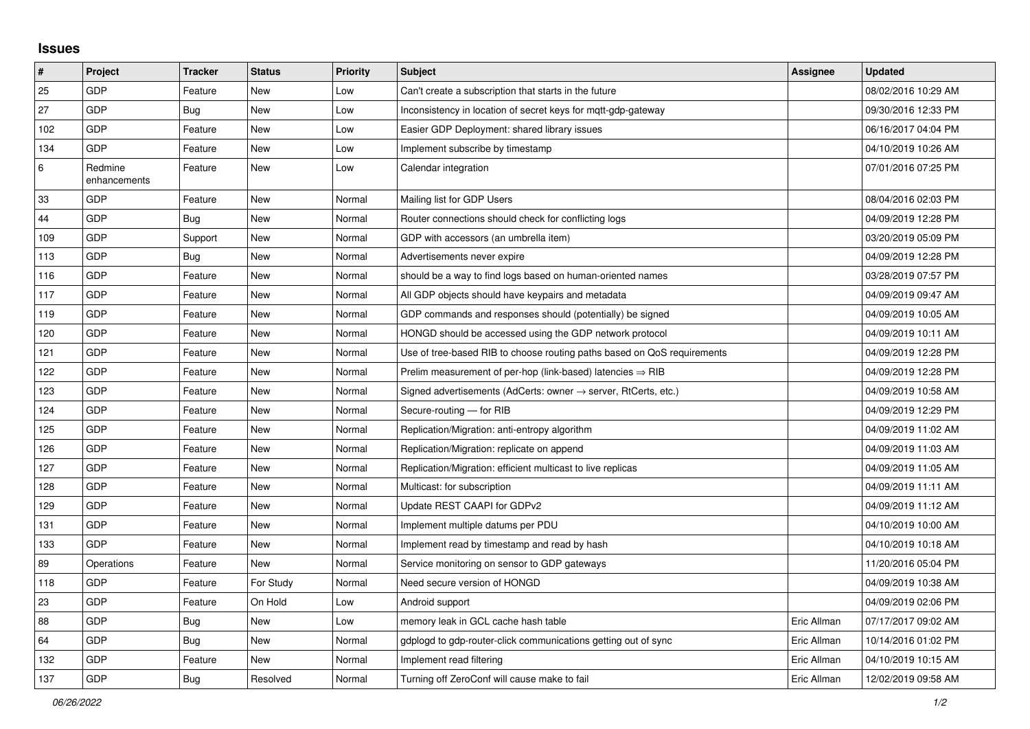## Issues

| # | Project | Tracker | Status | Priority | Subject | Assignee | Updated |
|---|---|---|---|---|---|---|---|
| 25 | GDP | Feature | New | Low | Can't create a subscription that starts in the future | | 08/02/2016 10:29 AM |
| 27 | GDP | Bug | New | Low | Inconsistency in location of secret keys for mqtt-gdp-gateway | | 09/30/2016 12:33 PM |
| 102 | GDP | Feature | New | Low | Easier GDP Deployment: shared library issues | | 06/16/2017 04:04 PM |
| 134 | GDP | Feature | New | Low | Implement subscribe by timestamp | | 04/10/2019 10:26 AM |
| 6 | Redmine enhancements | Feature | New | Low | Calendar integration | | 07/01/2016 07:25 PM |
| 33 | GDP | Feature | New | Normal | Mailing list for GDP Users | | 08/04/2016 02:03 PM |
| 44 | GDP | Bug | New | Normal | Router connections should check for conflicting logs | | 04/09/2019 12:28 PM |
| 109 | GDP | Support | New | Normal | GDP with accessors (an umbrella item) | | 03/20/2019 05:09 PM |
| 113 | GDP | Bug | New | Normal | Advertisements never expire | | 04/09/2019 12:28 PM |
| 116 | GDP | Feature | New | Normal | should be a way to find logs based on human-oriented names | | 03/28/2019 07:57 PM |
| 117 | GDP | Feature | New | Normal | All GDP objects should have keypairs and metadata | | 04/09/2019 09:47 AM |
| 119 | GDP | Feature | New | Normal | GDP commands and responses should (potentially) be signed | | 04/09/2019 10:05 AM |
| 120 | GDP | Feature | New | Normal | HONGD should be accessed using the GDP network protocol | | 04/09/2019 10:11 AM |
| 121 | GDP | Feature | New | Normal | Use of tree-based RIB to choose routing paths based on QoS requirements | | 04/09/2019 12:28 PM |
| 122 | GDP | Feature | New | Normal | Prelim measurement of per-hop (link-based) latencies ⇒ RIB | | 04/09/2019 12:28 PM |
| 123 | GDP | Feature | New | Normal | Signed advertisements (AdCerts: owner → server, RtCerts, etc.) | | 04/09/2019 10:58 AM |
| 124 | GDP | Feature | New | Normal | Secure-routing — for RIB | | 04/09/2019 12:29 PM |
| 125 | GDP | Feature | New | Normal | Replication/Migration: anti-entropy algorithm | | 04/09/2019 11:02 AM |
| 126 | GDP | Feature | New | Normal | Replication/Migration: replicate on append | | 04/09/2019 11:03 AM |
| 127 | GDP | Feature | New | Normal | Replication/Migration: efficient multicast to live replicas | | 04/09/2019 11:05 AM |
| 128 | GDP | Feature | New | Normal | Multicast: for subscription | | 04/09/2019 11:11 AM |
| 129 | GDP | Feature | New | Normal | Update REST CAAPI for GDPv2 | | 04/09/2019 11:12 AM |
| 131 | GDP | Feature | New | Normal | Implement multiple datums per PDU | | 04/10/2019 10:00 AM |
| 133 | GDP | Feature | New | Normal | Implement read by timestamp and read by hash | | 04/10/2019 10:18 AM |
| 89 | Operations | Feature | New | Normal | Service monitoring on sensor to GDP gateways | | 11/20/2016 05:04 PM |
| 118 | GDP | Feature | For Study | Normal | Need secure version of HONGD | | 04/09/2019 10:38 AM |
| 23 | GDP | Feature | On Hold | Low | Android support | | 04/09/2019 02:06 PM |
| 88 | GDP | Bug | New | Low | memory leak in GCL cache hash table | Eric Allman | 07/17/2017 09:02 AM |
| 64 | GDP | Bug | New | Normal | gdplogd to gdp-router-click communications getting out of sync | Eric Allman | 10/14/2016 01:02 PM |
| 132 | GDP | Feature | New | Normal | Implement read filtering | Eric Allman | 04/10/2019 10:15 AM |
| 137 | GDP | Bug | Resolved | Normal | Turning off ZeroConf will cause make to fail | Eric Allman | 12/02/2019 09:58 AM |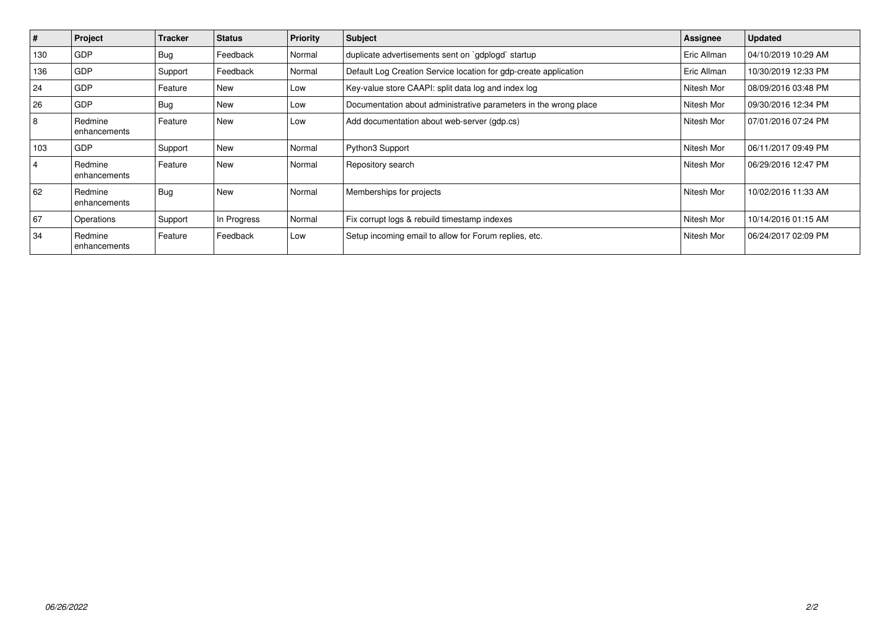| # | Project | Tracker | Status | Priority | Subject | Assignee | Updated |
|---|---|---|---|---|---|---|---|
| 130 | GDP | Bug | Feedback | Normal | duplicate advertisements sent on `gdplogd` startup | Eric Allman | 04/10/2019 10:29 AM |
| 136 | GDP | Support | Feedback | Normal | Default Log Creation Service location for gdp-create application | Eric Allman | 10/30/2019 12:33 PM |
| 24 | GDP | Feature | New | Low | Key-value store CAAPI: split data log and index log | Nitesh Mor | 08/09/2016 03:48 PM |
| 26 | GDP | Bug | New | Low | Documentation about administrative parameters in the wrong place | Nitesh Mor | 09/30/2016 12:34 PM |
| 8 | Redmine enhancements | Feature | New | Low | Add documentation about web-server (gdp.cs) | Nitesh Mor | 07/01/2016 07:24 PM |
| 103 | GDP | Support | New | Normal | Python3 Support | Nitesh Mor | 06/11/2017 09:49 PM |
| 4 | Redmine enhancements | Feature | New | Normal | Repository search | Nitesh Mor | 06/29/2016 12:47 PM |
| 62 | Redmine enhancements | Bug | New | Normal | Memberships for projects | Nitesh Mor | 10/02/2016 11:33 AM |
| 67 | Operations | Support | In Progress | Normal | Fix corrupt logs & rebuild timestamp indexes | Nitesh Mor | 10/14/2016 01:15 AM |
| 34 | Redmine enhancements | Feature | Feedback | Low | Setup incoming email to allow for Forum replies, etc. | Nitesh Mor | 06/24/2017 02:09 PM |